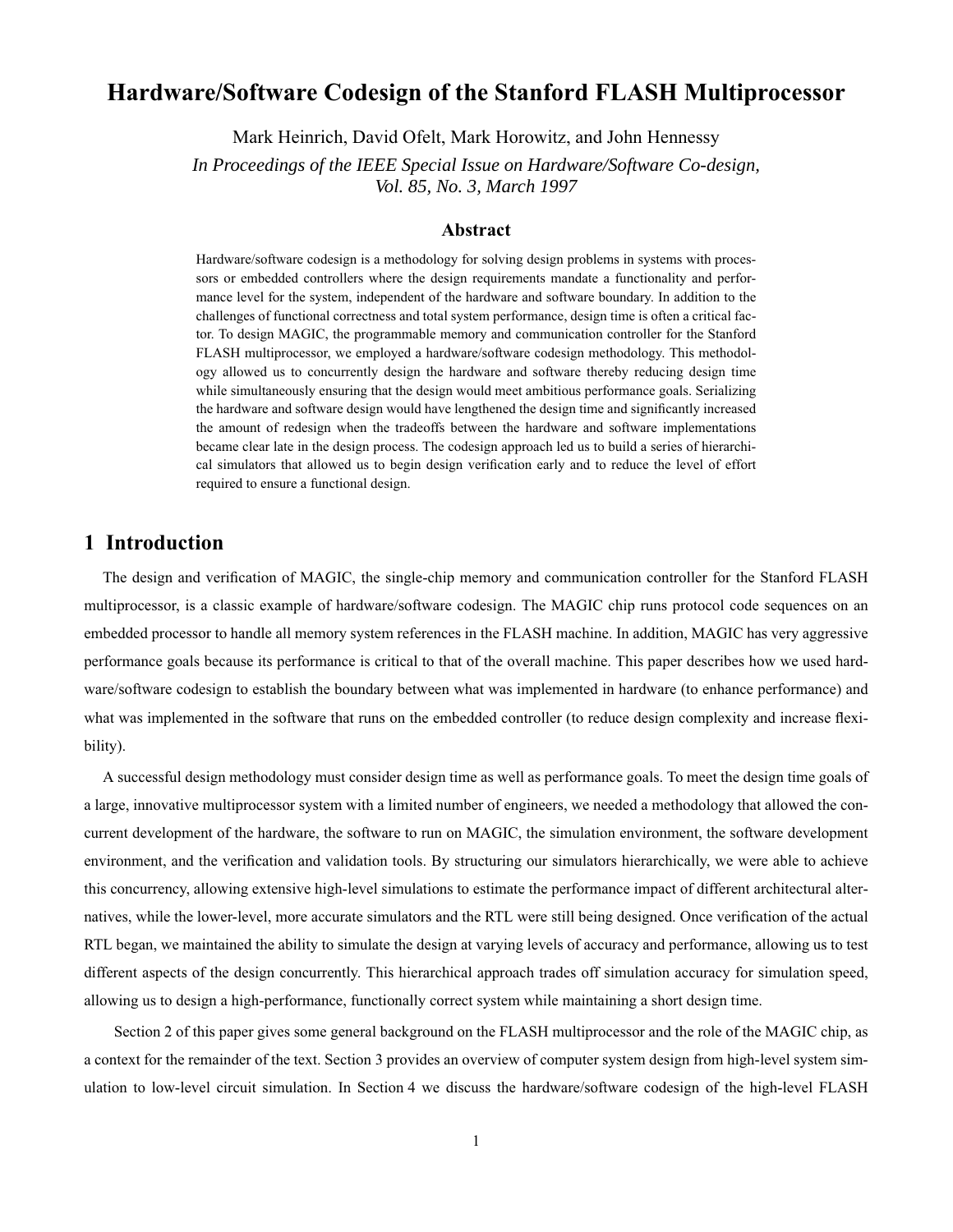# Hardware/Software Codesign of the Stanford FLASH Multiprocessor

Mark Heinrich, David Ofelt, Mark Horowitz, and John Hennessy

*In Proceedings of the IEEE Special Issue on Hardware/Software Co-design, Vol. 85, No. 3, March 1997*

### Abstract

Hardware/software codesign is a methodology for solving design problems in systems with processors or embedded controllers where the design requirements mandate a functionality and performance level for the system, independent of the hardware and software boundary. In addition to the challenges of functional correctness and total system performance, design time is often a critical factor. To design MAGIC, the programmable memory and communication controller for the Stanford FLASH multiprocessor, we employed a hardware/software codesign methodology. This methodology allowed us to concurrently design the hardware and software thereby reducing design time while simultaneously ensuring that the design would meet ambitious performance goals. Serializing the hardware and software design would have lengthened the design time and significantly increased the amount of redesign when the tradeoffs between the hardware and software implementations became clear late in the design process. The codesign approach led us to build a series of hierarchical simulators that allowed us to begin design verification early and to reduce the level of effort required to ensure a functional design.

## 1 Introduction

The design and verification of MAGIC, the single-chip memory and communication controller for the Stanford FLASH multiprocessor, is a classic example of hardware/software codesign. The MAGIC chip runs protocol code sequences on an embedded processor to handle all memory system references in the FLASH machine. In addition, MAGIC has very aggressive performance goals because its performance is critical to that of the overall machine. This paper describes how we used hardware/software codesign to establish the boundary between what was implemented in hardware (to enhance performance) and what was implemented in the software that runs on the embedded controller (to reduce design complexity and increase flexibility).

A successful design methodology must consider design time as well as performance goals. To meet the design time goals of a large, innovative multiprocessor system with a limited number of engineers, we needed a methodology that allowed the concurrent development of the hardware, the software to run on MAGIC, the simulation environment, the software development environment, and the verification and validation tools. By structuring our simulators hierarchically, we were able to achieve this concurrency, allowing extensive high-level simulations to estimate the performance impact of different architectural alternatives, while the lower-level, more accurate simulators and the RTL were still being designed. Once verification of the actual RTL began, we maintained the ability to simulate the design at varying levels of accuracy and performance, allowing us to test different aspects of the design concurrently. This hierarchical approach trades off simulation accuracy for simulation speed, allowing us to design a high-performance, functionally correct system while maintaining a short design time.

Section 2 of this paper gives some general background on the FLASH multiprocessor and the role of the MAGIC chip, as a context for the remainder of the text. Section 3 provides an overview of computer system design from high-level system simulation to low-level circuit simulation. In Section 4 we discuss the hardware/software codesign of the high-level FLASH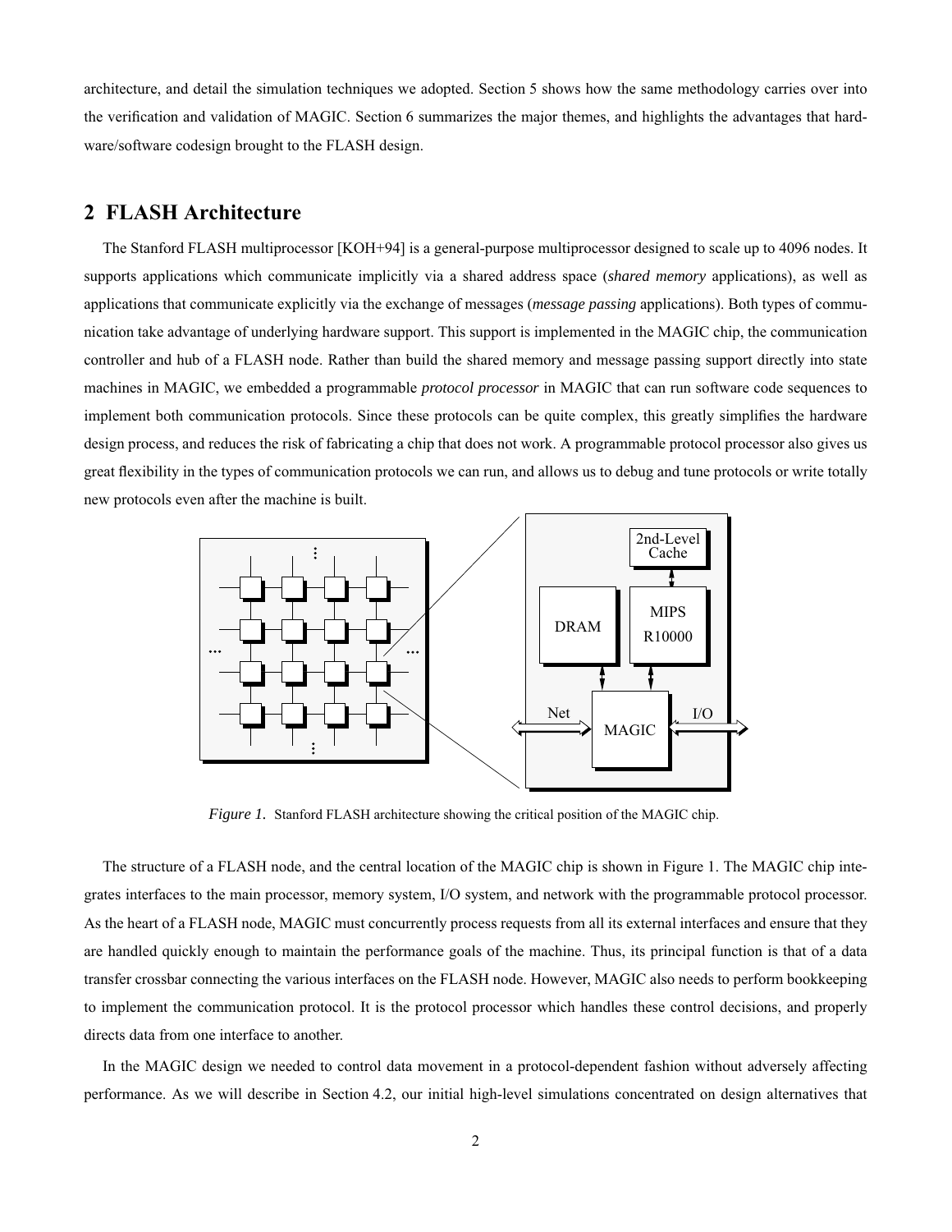architecture, and detail the simulation techniques we adopted. Section 5 shows how the same methodology carries over into the verification and validation of MAGIC. Section 6 summarizes the major themes, and highlights the advantages that hardware/software codesign brought to the FLASH design.

## 2 FLASH Architecture

The Stanford FLASH multiprocessor [KOH+94] is a general-purpose multiprocessor designed to scale up to 4096 nodes. It supports applications which communicate implicitly via a shared address space (*shared memory* applications), as well as applications that communicate explicitly via the exchange of messages (*message passing* applications). Both types of communication take advantage of underlying hardware support. This support is implemented in the MAGIC chip, the communication controller and hub of a FLASH node. Rather than build the shared memory and message passing support directly into state machines in MAGIC, we embedded a programmable *protocol processor* in MAGIC that can run software code sequences to implement both communication protocols. Since these protocols can be quite complex, this greatly simplifies the hardware design process, and reduces the risk of fabricating a chip that does not work. A programmable protocol processor also gives us great flexibility in the types of communication protocols we can run, and allows us to debug and tune protocols or write totally new protocols even after the machine is built.

*Figure 1.* Stanford FLASH architecture showing the critical position of the MAGIC chip.

The structure of a FLASH node, and the central location of the MAGIC chip is shown in Figure 1. The MAGIC chip integrates interfaces to the main processor, memory system, I/O system, and network with the programmable protocol processor. As the heart of a FLASH node, MAGIC must concurrently process requests from all its external interfaces and ensure that they are handled quickly enough to maintain the performance goals of the machine. Thus, its principal function is that of a data transfer crossbar connecting the various interfaces on the FLASH node. However, MAGIC also needs to perform bookkeeping to implement the communication protocol. It is the protocol processor which handles these control decisions, and properly directs data from one interface to another.

In the MAGIC design we needed to control data movement in a protocol-dependent fashion without adversely affecting performance. As we will describe in Section 4.2, our initial high-level simulations concentrated on design alternatives that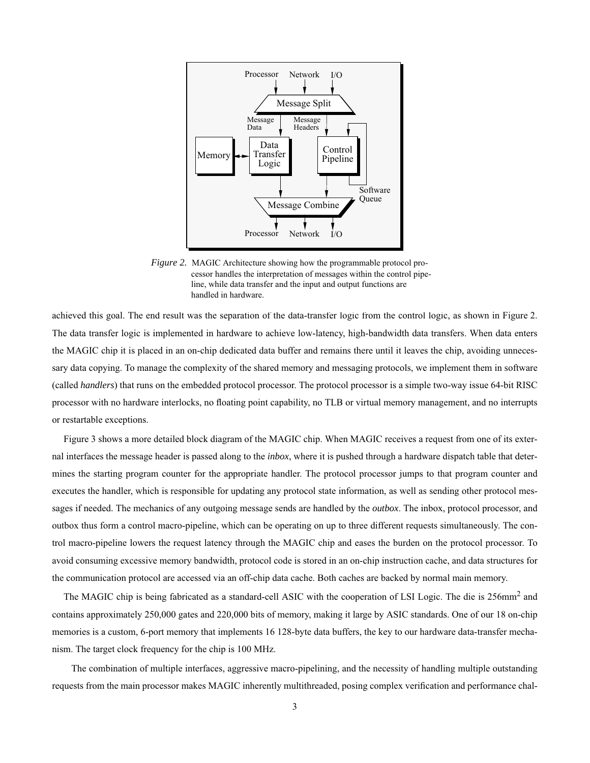*Figure 2.* MAGIC Architecture showing how the programmable protocol processor handles the interpretation of messages within the control pipeline, while data transfer and the input and output functions are handled in hardware.

achieved this goal. The end result was the separation of the data-transfer logic from the control logic, as shown in Figure 2. The data transfer logic is implemented in hardware to achieve low-latency, high-bandwidth data transfers. When data enters the MAGIC chip it is placed in an on-chip dedicated data buffer and remains there until it leaves the chip, avoiding unnecessary data copying. To manage the complexity of the shared memory and messaging protocols, we implement them in software (called *handlers*) that runs on the embedded protocol processor. The protocol processor is a simple two-way issue 64-bit RISC processor with no hardware interlocks, no floating point capability, no TLB or virtual memory management, and no interrupts or restartable exceptions.

Figure 3 shows a more detailed block diagram of the MAGIC chip. When MAGIC receives a request from one of its external interfaces the message header is passed along to the *inbox*, where it is pushed through a hardware dispatch table that determines the starting program counter for the appropriate handler. The protocol processor jumps to that program counter and executes the handler, which is responsible for updating any protocol state information, as well as sending other protocol messages if needed. The mechanics of any outgoing message sends are handled by the *outbox*. The inbox, protocol processor, and outbox thus form a control macro-pipeline, which can be operating on up to three different requests simultaneously. The control macro-pipeline lowers the request latency through the MAGIC chip and eases the burden on the protocol processor. To avoid consuming excessive memory bandwidth, protocol code is stored in an on-chip instruction cache, and data structures for the communication protocol are accessed via an off-chip data cache. Both caches are backed by normal main memory.

The MAGIC chip is being fabricated as a standard-cell ASIC with the cooperation of LSI Logic. The die is 256mm$^2$ and contains approximately 250,000 gates and 220,000 bits of memory, making it large by ASIC standards. One of our 18 on-chip memories is a custom, 6-port memory that implements 16 128-byte data buffers, the key to our hardware data-transfer mechanism. The target clock frequency for the chip is 100 MHz.

The combination of multiple interfaces, aggressive macro-pipelining, and the necessity of handling multiple outstanding requests from the main processor makes MAGIC inherently multithreaded, posing complex verification and performance chal-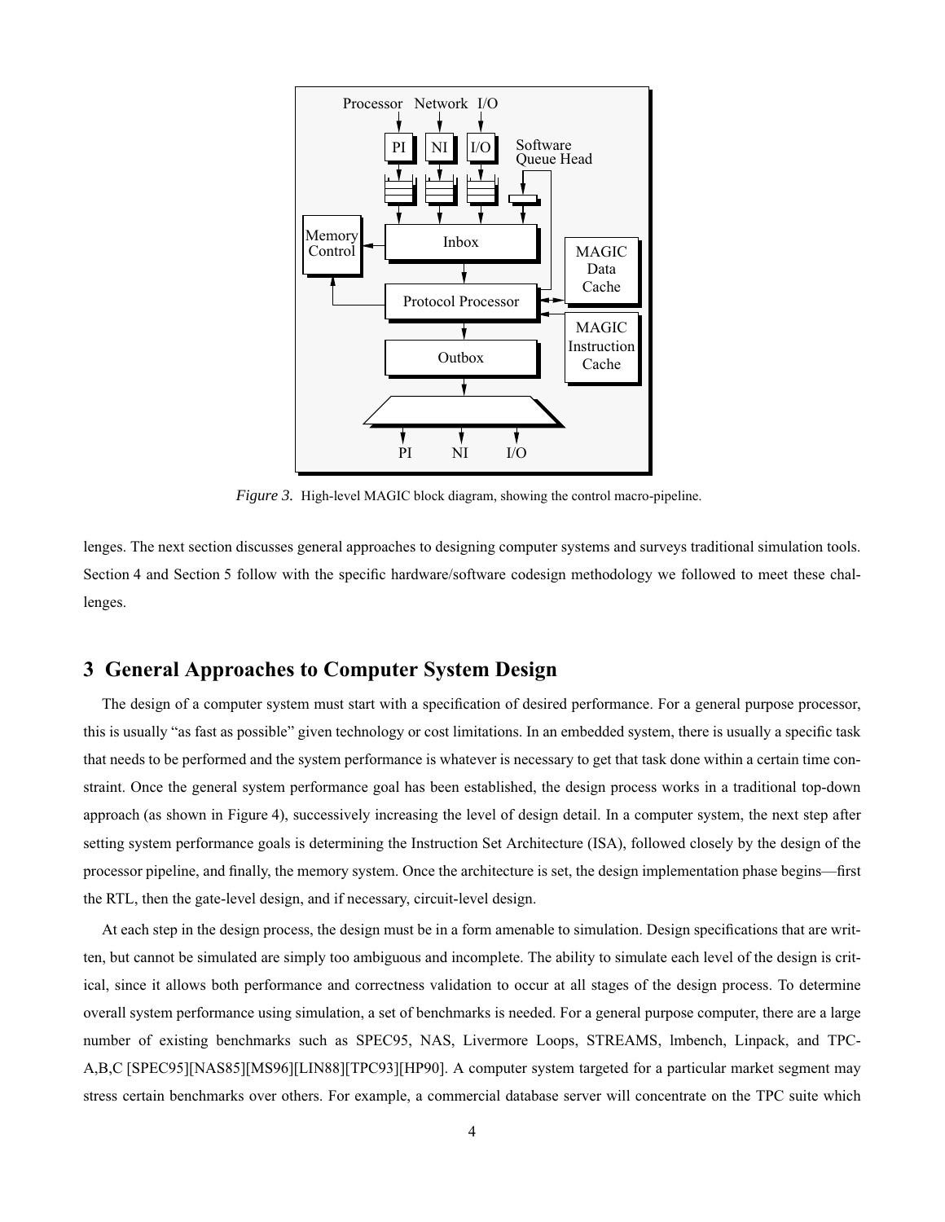*Figure 3.* High-level MAGIC block diagram, showing the control macro-pipeline.

lenges. The next section discusses general approaches to designing computer systems and surveys traditional simulation tools. Section 4 and Section 5 follow with the specific hardware/software codesign methodology we followed to meet these challenges.

## 3 General Approaches to Computer System Design

The design of a computer system must start with a specification of desired performance. For a general purpose processor, this is usually "as fast as possible" given technology or cost limitations. In an embedded system, there is usually a specific task that needs to be performed and the system performance is whatever is necessary to get that task done within a certain time constraint. Once the general system performance goal has been established, the design process works in a traditional top-down approach (as shown in Figure 4), successively increasing the level of design detail. In a computer system, the next step after setting system performance goals is determining the Instruction Set Architecture (ISA), followed closely by the design of the processor pipeline, and finally, the memory system. Once the architecture is set, the design implementation phase begins—first the RTL, then the gate-level design, and if necessary, circuit-level design.

At each step in the design process, the design must be in a form amenable to simulation. Design specifications that are written, but cannot be simulated are simply too ambiguous and incomplete. The ability to simulate each level of the design is critical, since it allows both performance and correctness validation to occur at all stages of the design process. To determine overall system performance using simulation, a set of benchmarks is needed. For a general purpose computer, there are a large number of existing benchmarks such as SPEC95, NAS, Livermore Loops, STREAMS, lmbench, Linpack, and TPC-A,B,C [SPEC95][NAS85][MS96][LIN88][TPC93][HP90]. A computer system targeted for a particular market segment may stress certain benchmarks over others. For example, a commercial database server will concentrate on the TPC suite which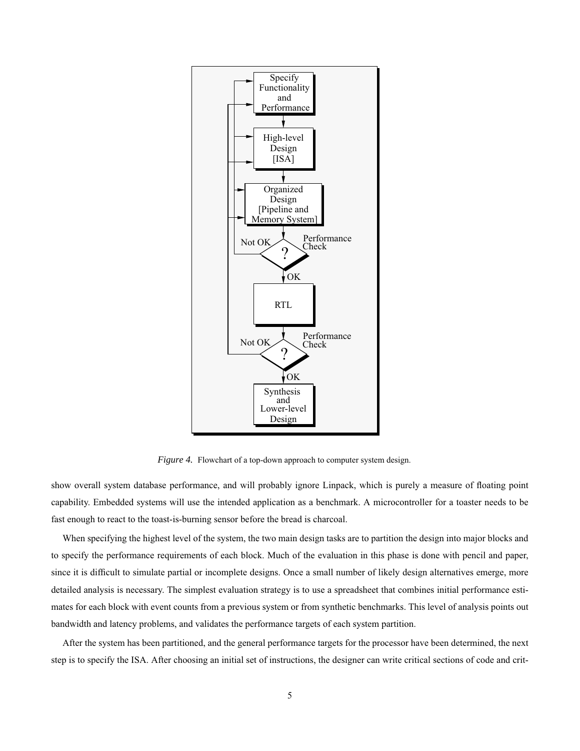*Figure 4.* Flowchart of a top-down approach to computer system design.

show overall system database performance, and will probably ignore Linpack, which is purely a measure of floating point capability. Embedded systems will use the intended application as a benchmark. A microcontroller for a toaster needs to be fast enough to react to the toast-is-burning sensor before the bread is charcoal.

When specifying the highest level of the system, the two main design tasks are to partition the design into major blocks and to specify the performance requirements of each block. Much of the evaluation in this phase is done with pencil and paper, since it is difficult to simulate partial or incomplete designs. Once a small number of likely design alternatives emerge, more detailed analysis is necessary. The simplest evaluation strategy is to use a spreadsheet that combines initial performance estimates for each block with event counts from a previous system or from synthetic benchmarks. This level of analysis points out bandwidth and latency problems, and validates the performance targets of each system partition.

After the system has been partitioned, and the general performance targets for the processor have been determined, the next step is to specify the ISA. After choosing an initial set of instructions, the designer can write critical sections of code and crit-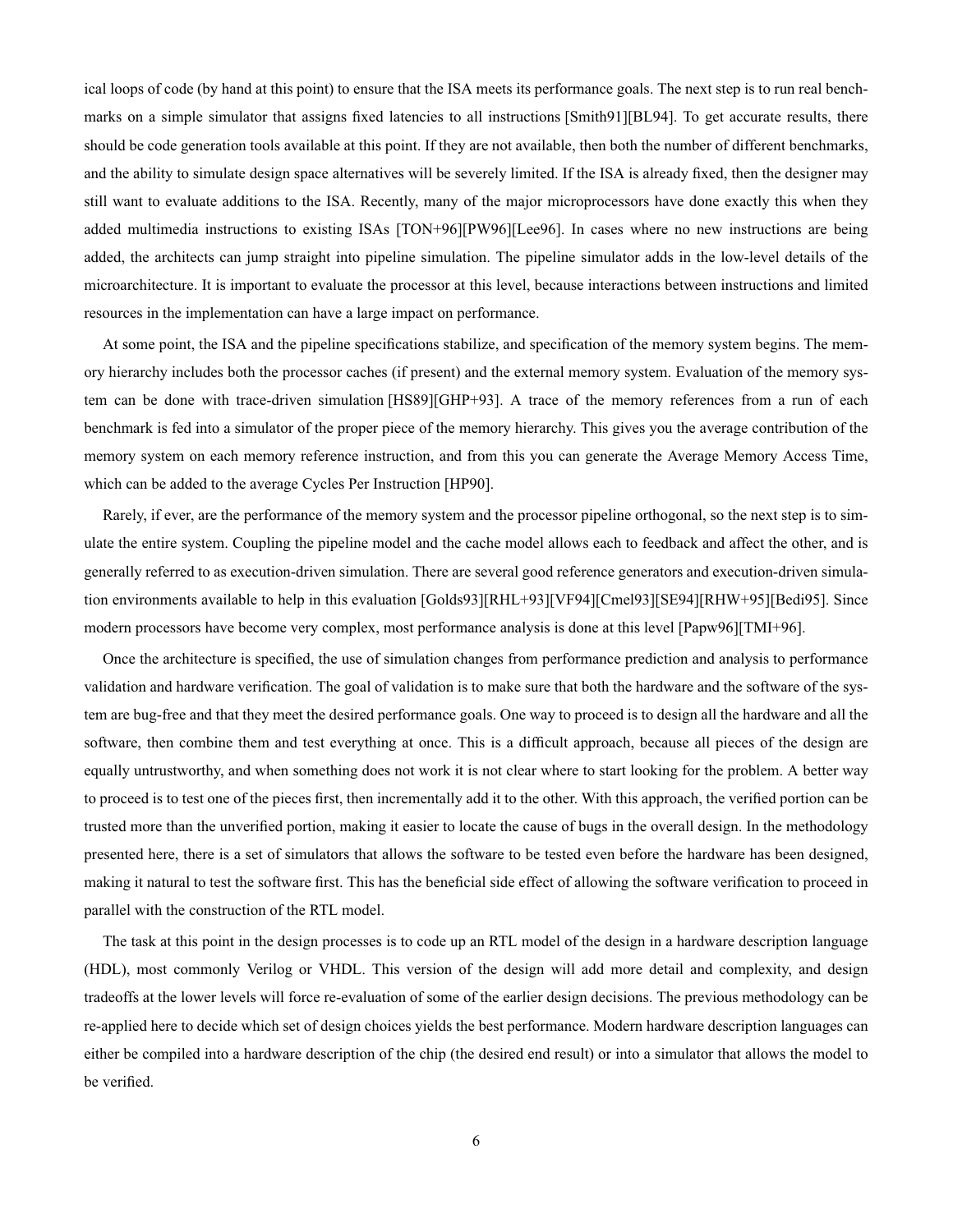ical loops of code (by hand at this point) to ensure that the ISA meets its performance goals. The next step is to run real benchmarks on a simple simulator that assigns fixed latencies to all instructions [Smith91][BL94]. To get accurate results, there should be code generation tools available at this point. If they are not available, then both the number of different benchmarks, and the ability to simulate design space alternatives will be severely limited. If the ISA is already fixed, then the designer may still want to evaluate additions to the ISA. Recently, many of the major microprocessors have done exactly this when they added multimedia instructions to existing ISAs [TON+96][PW96][Lee96]. In cases where no new instructions are being added, the architects can jump straight into pipeline simulation. The pipeline simulator adds in the low-level details of the microarchitecture. It is important to evaluate the processor at this level, because interactions between instructions and limited resources in the implementation can have a large impact on performance.

At some point, the ISA and the pipeline specifications stabilize, and specification of the memory system begins. The memory hierarchy includes both the processor caches (if present) and the external memory system. Evaluation of the memory system can be done with trace-driven simulation [HS89][GHP+93]. A trace of the memory references from a run of each benchmark is fed into a simulator of the proper piece of the memory hierarchy. This gives you the average contribution of the memory system on each memory reference instruction, and from this you can generate the Average Memory Access Time, which can be added to the average Cycles Per Instruction [HP90].

Rarely, if ever, are the performance of the memory system and the processor pipeline orthogonal, so the next step is to simulate the entire system. Coupling the pipeline model and the cache model allows each to feedback and affect the other, and is generally referred to as execution-driven simulation. There are several good reference generators and execution-driven simulation environments available to help in this evaluation [Golds93][RHL+93][VF94][Cmel93][SE94][RHW+95][Bedi95]. Since modern processors have become very complex, most performance analysis is done at this level [Papw96][TMI+96].

Once the architecture is specified, the use of simulation changes from performance prediction and analysis to performance validation and hardware verification. The goal of validation is to make sure that both the hardware and the software of the system are bug-free and that they meet the desired performance goals. One way to proceed is to design all the hardware and all the software, then combine them and test everything at once. This is a difficult approach, because all pieces of the design are equally untrustworthy, and when something does not work it is not clear where to start looking for the problem. A better way to proceed is to test one of the pieces first, then incrementally add it to the other. With this approach, the verified portion can be trusted more than the unverified portion, making it easier to locate the cause of bugs in the overall design. In the methodology presented here, there is a set of simulators that allows the software to be tested even before the hardware has been designed, making it natural to test the software first. This has the beneficial side effect of allowing the software verification to proceed in parallel with the construction of the RTL model.

The task at this point in the design processes is to code up an RTL model of the design in a hardware description language (HDL), most commonly Verilog or VHDL. This version of the design will add more detail and complexity, and design tradeoffs at the lower levels will force re-evaluation of some of the earlier design decisions. The previous methodology can be re-applied here to decide which set of design choices yields the best performance. Modern hardware description languages can either be compiled into a hardware description of the chip (the desired end result) or into a simulator that allows the model to be verified.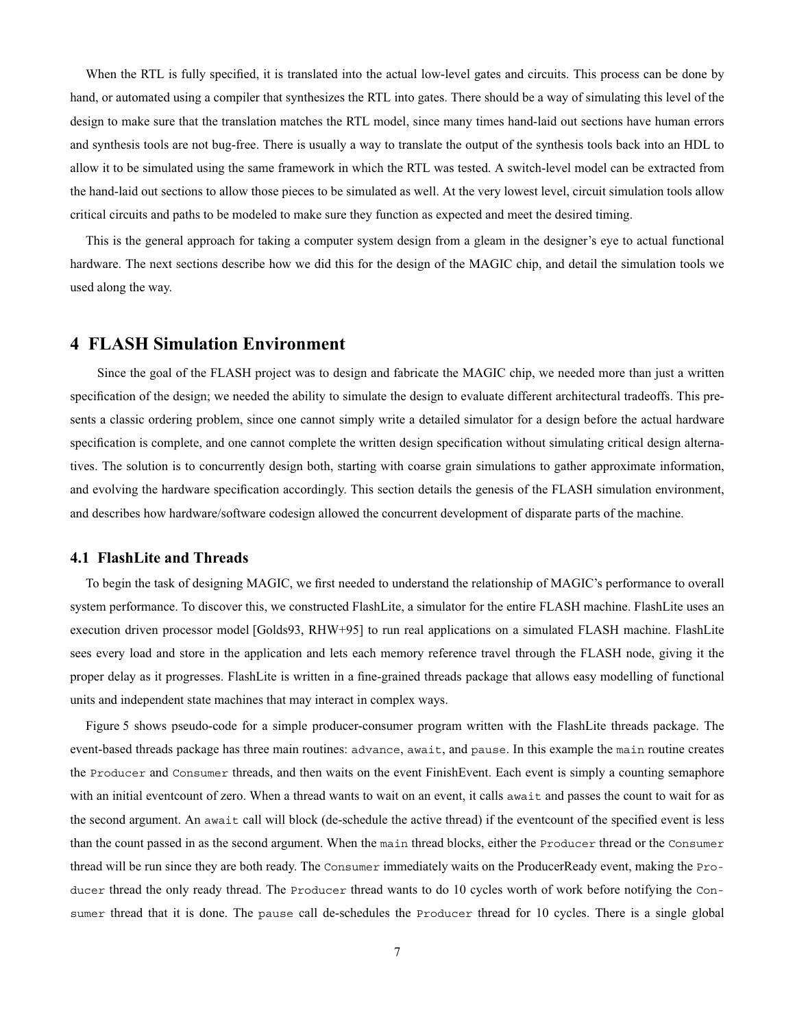When the RTL is fully specified, it is translated into the actual low-level gates and circuits. This process can be done by hand, or automated using a compiler that synthesizes the RTL into gates. There should be a way of simulating this level of the design to make sure that the translation matches the RTL model, since many times hand-laid out sections have human errors and synthesis tools are not bug-free. There is usually a way to translate the output of the synthesis tools back into an HDL to allow it to be simulated using the same framework in which the RTL was tested. A switch-level model can be extracted from the hand-laid out sections to allow those pieces to be simulated as well. At the very lowest level, circuit simulation tools allow critical circuits and paths to be modeled to make sure they function as expected and meet the desired timing.

This is the general approach for taking a computer system design from a gleam in the designer's eye to actual functional hardware. The next sections describe how we did this for the design of the MAGIC chip, and detail the simulation tools we used along the way.

# 4 FLASH Simulation Environment

Since the goal of the FLASH project was to design and fabricate the MAGIC chip, we needed more than just a written specification of the design; we needed the ability to simulate the design to evaluate different architectural tradeoffs. This presents a classic ordering problem, since one cannot simply write a detailed simulator for a design before the actual hardware specification is complete, and one cannot complete the written design specification without simulating critical design alternatives. The solution is to concurrently design both, starting with coarse grain simulations to gather approximate information, and evolving the hardware specification accordingly. This section details the genesis of the FLASH simulation environment, and describes how hardware/software codesign allowed the concurrent development of disparate parts of the machine.

## 4.1 FlashLite and Threads

To begin the task of designing MAGIC, we first needed to understand the relationship of MAGIC's performance to overall system performance. To discover this, we constructed FlashLite, a simulator for the entire FLASH machine. FlashLite uses an execution driven processor model [Golds93, RHW+95] to run real applications on a simulated FLASH machine. FlashLite sees every load and store in the application and lets each memory reference travel through the FLASH node, giving it the proper delay as it progresses. FlashLite is written in a fine-grained threads package that allows easy modelling of functional units and independent state machines that may interact in complex ways.

Figure 5 shows pseudo-code for a simple producer-consumer program written with the FlashLite threads package. The event-based threads package has three main routines: `advance`, `await`, and `pause`. In this example the `main` routine creates the `Producer` and `Consumer` threads, and then waits on the event FinishEvent. Each event is simply a counting semaphore with an initial eventcount of zero. When a thread wants to wait on an event, it calls `await` and passes the count to wait for as the second argument. An `await` call will block (de-schedule the active thread) if the eventcount of the specified event is less than the count passed in as the second argument. When the `main` thread blocks, either the `Producer` thread or the `Consumer` thread will be run since they are both ready. The `Consumer` immediately waits on the ProducerReady event, making the `Producer` thread the only ready thread. The `Producer` thread wants to do 10 cycles worth of work before notifying the `Consumer` thread that it is done. The `pause` call de-schedules the `Producer` thread for 10 cycles. There is a single global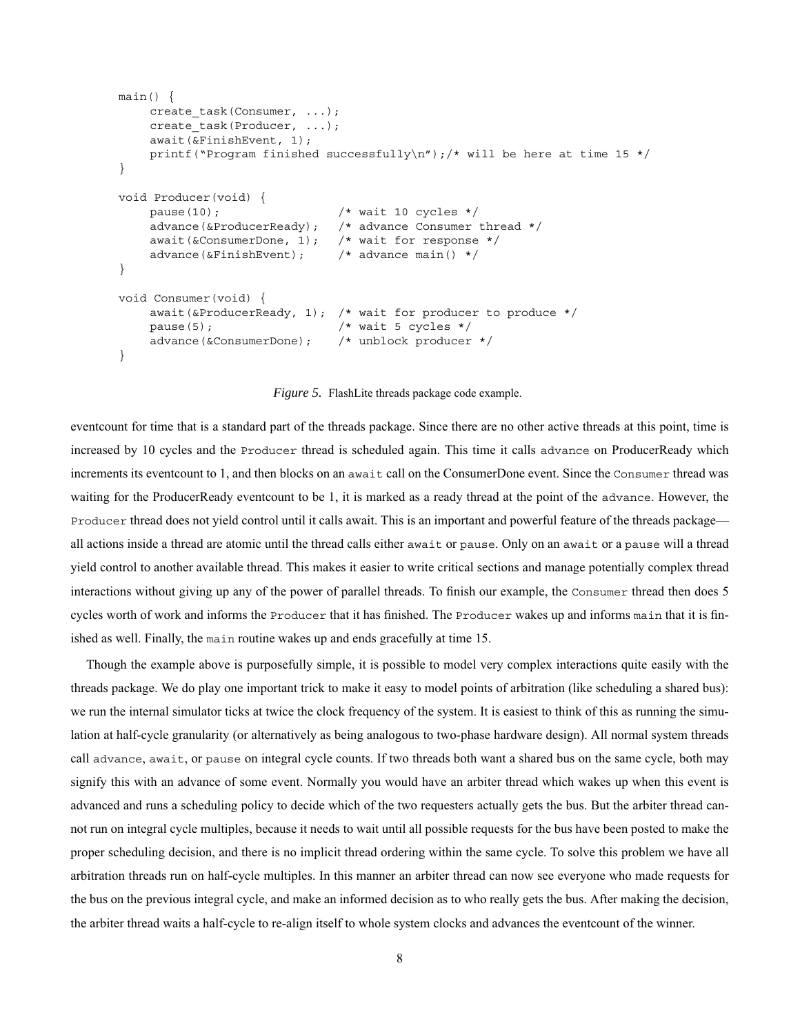```
main() {
     create_task(Consumer, ...);
     create_task(Producer, ...);
     await(&FinishEvent, 1);
     printf("Program finished successfully\n");/* will be here at time 15 */
}

void Producer(void) {
     pause(10);                 /* wait 10 cycles */
     advance(&ProducerReady);   /* advance Consumer thread */
     await(&ConsumerDone, 1);   /* wait for response */
     advance(&FinishEvent);     /* advance main() */
}

void Consumer(void) {
     await(&ProducerReady, 1);  /* wait for producer to produce */
     pause(5);                  /* wait 5 cycles */
     advance(&ConsumerDone);    /* unblock producer */
}
```

*Figure 5.* FlashLite threads package code example.

eventcount for time that is a standard part of the threads package. Since there are no other active threads at this point, time is increased by 10 cycles and the `Producer` thread is scheduled again. This time it calls `advance` on ProducerReady which increments its eventcount to 1, and then blocks on an `await` call on the ConsumerDone event. Since the `Consumer` thread was waiting for the ProducerReady eventcount to be 1, it is marked as a ready thread at the point of the `advance`. However, the `Producer` thread does not yield control until it calls await. This is an important and powerful feature of the threads package—all actions inside a thread are atomic until the thread calls either `await` or `pause`. Only on an `await` or a `pause` will a thread yield control to another available thread. This makes it easier to write critical sections and manage potentially complex thread interactions without giving up any of the power of parallel threads. To finish our example, the `Consumer` thread then does 5 cycles worth of work and informs the `Producer` that it has finished. The `Producer` wakes up and informs `main` that it is finished as well. Finally, the `main` routine wakes up and ends gracefully at time 15.

Though the example above is purposefully simple, it is possible to model very complex interactions quite easily with the threads package. We do play one important trick to make it easy to model points of arbitration (like scheduling a shared bus): we run the internal simulator ticks at twice the clock frequency of the system. It is easiest to think of this as running the simulation at half-cycle granularity (or alternatively as being analogous to two-phase hardware design). All normal system threads call `advance`, `await`, or `pause` on integral cycle counts. If two threads both want a shared bus on the same cycle, both may signify this with an advance of some event. Normally you would have an arbiter thread which wakes up when this event is advanced and runs a scheduling policy to decide which of the two requesters actually gets the bus. But the arbiter thread cannot run on integral cycle multiples, because it needs to wait until all possible requests for the bus have been posted to make the proper scheduling decision, and there is no implicit thread ordering within the same cycle. To solve this problem we have all arbitration threads run on half-cycle multiples. In this manner an arbiter thread can now see everyone who made requests for the bus on the previous integral cycle, and make an informed decision as to who really gets the bus. After making the decision, the arbiter thread waits a half-cycle to re-align itself to whole system clocks and advances the eventcount of the winner.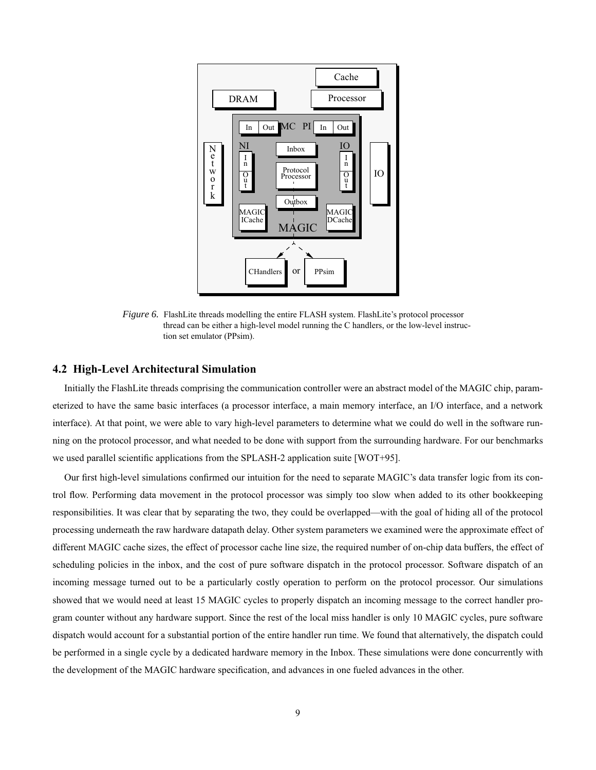Figure 6. FlashLite threads modelling the entire FLASH system. FlashLite's protocol processor thread can be either a high-level model running the C handlers, or the low-level instruction set emulator (PPsim).

### 4.2 High-Level Architectural Simulation

Initially the FlashLite threads comprising the communication controller were an abstract model of the MAGIC chip, parameterized to have the same basic interfaces (a processor interface, a main memory interface, an I/O interface, and a network interface). At that point, we were able to vary high-level parameters to determine what we could do well in the software running on the protocol processor, and what needed to be done with support from the surrounding hardware. For our benchmarks we used parallel scientific applications from the SPLASH-2 application suite [WOT+95].

Our first high-level simulations confirmed our intuition for the need to separate MAGIC's data transfer logic from its control flow. Performing data movement in the protocol processor was simply too slow when added to its other bookkeeping responsibilities. It was clear that by separating the two, they could be overlapped—with the goal of hiding all of the protocol processing underneath the raw hardware datapath delay. Other system parameters we examined were the approximate effect of different MAGIC cache sizes, the effect of processor cache line size, the required number of on-chip data buffers, the effect of scheduling policies in the inbox, and the cost of pure software dispatch in the protocol processor. Software dispatch of an incoming message turned out to be a particularly costly operation to perform on the protocol processor. Our simulations showed that we would need at least 15 MAGIC cycles to properly dispatch an incoming message to the correct handler program counter without any hardware support. Since the rest of the local miss handler is only 10 MAGIC cycles, pure software dispatch would account for a substantial portion of the entire handler run time. We found that alternatively, the dispatch could be performed in a single cycle by a dedicated hardware memory in the Inbox. These simulations were done concurrently with the development of the MAGIC hardware specification, and advances in one fueled advances in the other.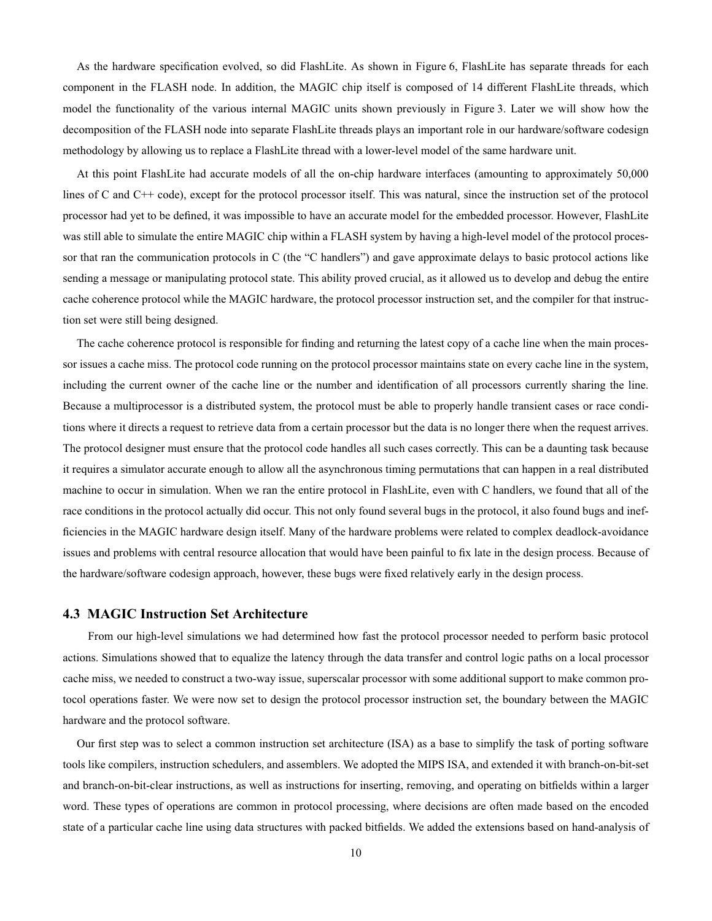As the hardware specification evolved, so did FlashLite. As shown in Figure 6, FlashLite has separate threads for each component in the FLASH node. In addition, the MAGIC chip itself is composed of 14 different FlashLite threads, which model the functionality of the various internal MAGIC units shown previously in Figure 3. Later we will show how the decomposition of the FLASH node into separate FlashLite threads plays an important role in our hardware/software codesign methodology by allowing us to replace a FlashLite thread with a lower-level model of the same hardware unit.

At this point FlashLite had accurate models of all the on-chip hardware interfaces (amounting to approximately 50,000 lines of C and C++ code), except for the protocol processor itself. This was natural, since the instruction set of the protocol processor had yet to be defined, it was impossible to have an accurate model for the embedded processor. However, FlashLite was still able to simulate the entire MAGIC chip within a FLASH system by having a high-level model of the protocol processor that ran the communication protocols in C (the "C handlers") and gave approximate delays to basic protocol actions like sending a message or manipulating protocol state. This ability proved crucial, as it allowed us to develop and debug the entire cache coherence protocol while the MAGIC hardware, the protocol processor instruction set, and the compiler for that instruction set were still being designed.

The cache coherence protocol is responsible for finding and returning the latest copy of a cache line when the main processor issues a cache miss. The protocol code running on the protocol processor maintains state on every cache line in the system, including the current owner of the cache line or the number and identification of all processors currently sharing the line. Because a multiprocessor is a distributed system, the protocol must be able to properly handle transient cases or race conditions where it directs a request to retrieve data from a certain processor but the data is no longer there when the request arrives. The protocol designer must ensure that the protocol code handles all such cases correctly. This can be a daunting task because it requires a simulator accurate enough to allow all the asynchronous timing permutations that can happen in a real distributed machine to occur in simulation. When we ran the entire protocol in FlashLite, even with C handlers, we found that all of the race conditions in the protocol actually did occur. This not only found several bugs in the protocol, it also found bugs and inefficiencies in the MAGIC hardware design itself. Many of the hardware problems were related to complex deadlock-avoidance issues and problems with central resource allocation that would have been painful to fix late in the design process. Because of the hardware/software codesign approach, however, these bugs were fixed relatively early in the design process.

### 4.3 MAGIC Instruction Set Architecture

From our high-level simulations we had determined how fast the protocol processor needed to perform basic protocol actions. Simulations showed that to equalize the latency through the data transfer and control logic paths on a local processor cache miss, we needed to construct a two-way issue, superscalar processor with some additional support to make common protocol operations faster. We were now set to design the protocol processor instruction set, the boundary between the MAGIC hardware and the protocol software.

Our first step was to select a common instruction set architecture (ISA) as a base to simplify the task of porting software tools like compilers, instruction schedulers, and assemblers. We adopted the MIPS ISA, and extended it with branch-on-bit-set and branch-on-bit-clear instructions, as well as instructions for inserting, removing, and operating on bitfields within a larger word. These types of operations are common in protocol processing, where decisions are often made based on the encoded state of a particular cache line using data structures with packed bitfields. We added the extensions based on hand-analysis of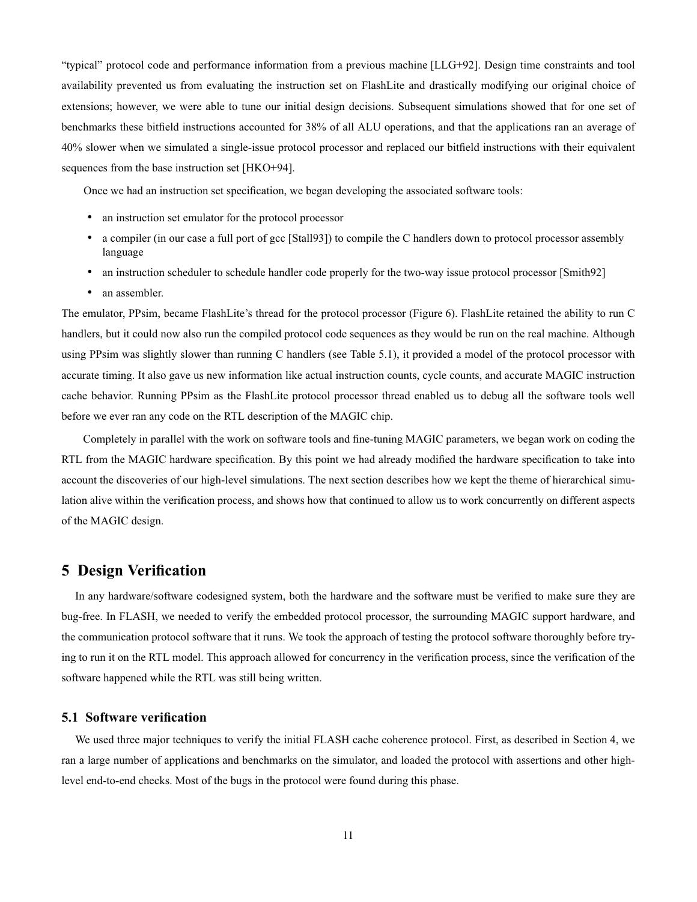"typical" protocol code and performance information from a previous machine [LLG+92]. Design time constraints and tool availability prevented us from evaluating the instruction set on FlashLite and drastically modifying our original choice of extensions; however, we were able to tune our initial design decisions. Subsequent simulations showed that for one set of benchmarks these bitfield instructions accounted for 38% of all ALU operations, and that the applications ran an average of 40% slower when we simulated a single-issue protocol processor and replaced our bitfield instructions with their equivalent sequences from the base instruction set [HKO+94].

Once we had an instruction set specification, we began developing the associated software tools:

- an instruction set emulator for the protocol processor
- a compiler (in our case a full port of gcc [Stall93]) to compile the C handlers down to protocol processor assembly language
- an instruction scheduler to schedule handler code properly for the two-way issue protocol processor [Smith92]
- an assembler.

The emulator, PPsim, became FlashLite's thread for the protocol processor (Figure 6). FlashLite retained the ability to run C handlers, but it could now also run the compiled protocol code sequences as they would be run on the real machine. Although using PPsim was slightly slower than running C handlers (see Table 5.1), it provided a model of the protocol processor with accurate timing. It also gave us new information like actual instruction counts, cycle counts, and accurate MAGIC instruction cache behavior. Running PPsim as the FlashLite protocol processor thread enabled us to debug all the software tools well before we ever ran any code on the RTL description of the MAGIC chip.

Completely in parallel with the work on software tools and fine-tuning MAGIC parameters, we began work on coding the RTL from the MAGIC hardware specification. By this point we had already modified the hardware specification to take into account the discoveries of our high-level simulations. The next section describes how we kept the theme of hierarchical simulation alive within the verification process, and shows how that continued to allow us to work concurrently on different aspects of the MAGIC design.

## 5 Design Verification

In any hardware/software codesigned system, both the hardware and the software must be verified to make sure they are bug-free. In FLASH, we needed to verify the embedded protocol processor, the surrounding MAGIC support hardware, and the communication protocol software that it runs. We took the approach of testing the protocol software thoroughly before trying to run it on the RTL model. This approach allowed for concurrency in the verification process, since the verification of the software happened while the RTL was still being written.

### 5.1 Software verification

We used three major techniques to verify the initial FLASH cache coherence protocol. First, as described in Section 4, we ran a large number of applications and benchmarks on the simulator, and loaded the protocol with assertions and other high-level end-to-end checks. Most of the bugs in the protocol were found during this phase.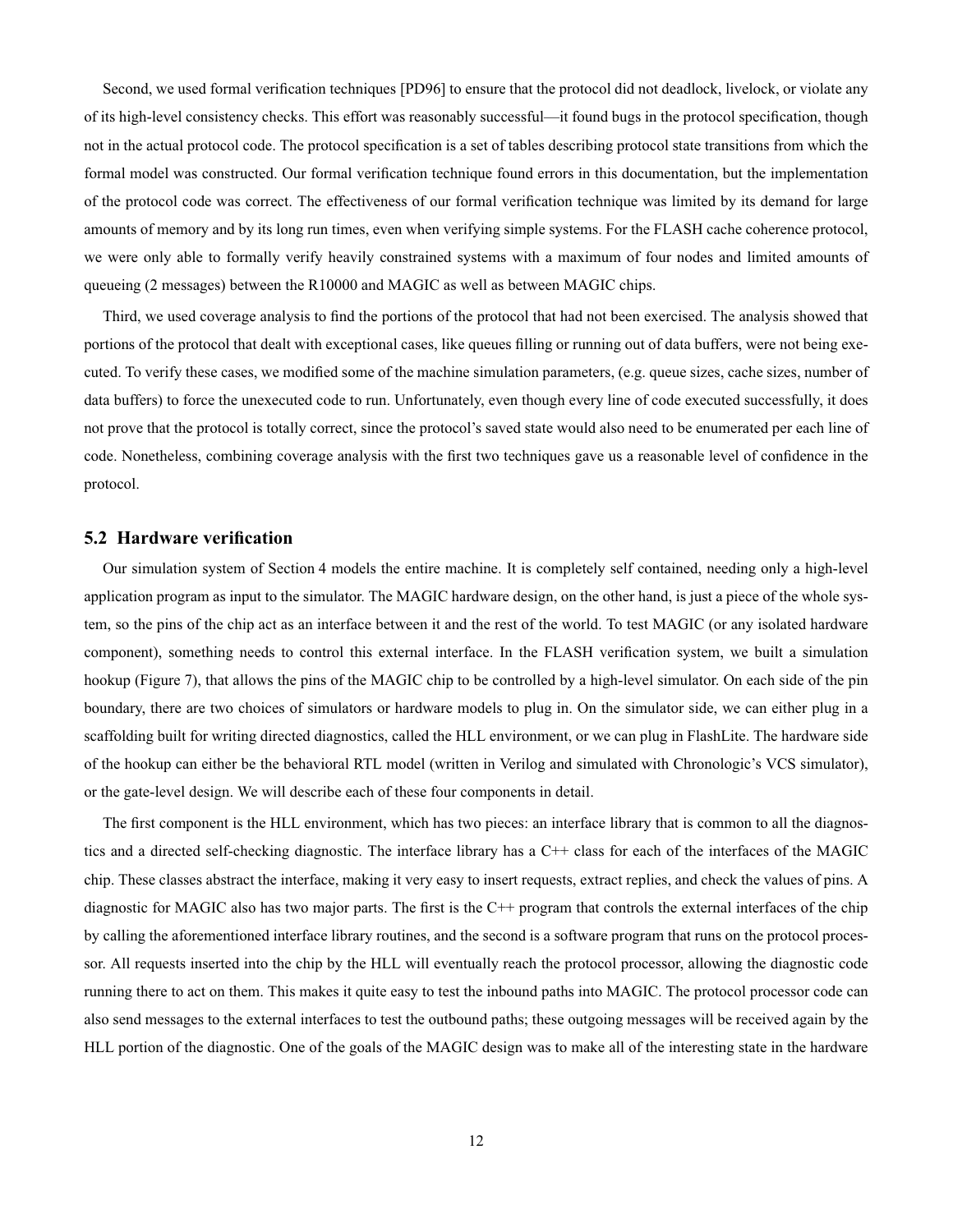Second, we used formal verification techniques [PD96] to ensure that the protocol did not deadlock, livelock, or violate any of its high-level consistency checks. This effort was reasonably successful—it found bugs in the protocol specification, though not in the actual protocol code. The protocol specification is a set of tables describing protocol state transitions from which the formal model was constructed. Our formal verification technique found errors in this documentation, but the implementation of the protocol code was correct. The effectiveness of our formal verification technique was limited by its demand for large amounts of memory and by its long run times, even when verifying simple systems. For the FLASH cache coherence protocol, we were only able to formally verify heavily constrained systems with a maximum of four nodes and limited amounts of queueing (2 messages) between the R10000 and MAGIC as well as between MAGIC chips.

Third, we used coverage analysis to find the portions of the protocol that had not been exercised. The analysis showed that portions of the protocol that dealt with exceptional cases, like queues filling or running out of data buffers, were not being executed. To verify these cases, we modified some of the machine simulation parameters, (e.g. queue sizes, cache sizes, number of data buffers) to force the unexecuted code to run. Unfortunately, even though every line of code executed successfully, it does not prove that the protocol is totally correct, since the protocol's saved state would also need to be enumerated per each line of code. Nonetheless, combining coverage analysis with the first two techniques gave us a reasonable level of confidence in the protocol.

## 5.2 Hardware verification

Our simulation system of Section 4 models the entire machine. It is completely self contained, needing only a high-level application program as input to the simulator. The MAGIC hardware design, on the other hand, is just a piece of the whole system, so the pins of the chip act as an interface between it and the rest of the world. To test MAGIC (or any isolated hardware component), something needs to control this external interface. In the FLASH verification system, we built a simulation hookup (Figure 7), that allows the pins of the MAGIC chip to be controlled by a high-level simulator. On each side of the pin boundary, there are two choices of simulators or hardware models to plug in. On the simulator side, we can either plug in a scaffolding built for writing directed diagnostics, called the HLL environment, or we can plug in FlashLite. The hardware side of the hookup can either be the behavioral RTL model (written in Verilog and simulated with Chronologic's VCS simulator), or the gate-level design. We will describe each of these four components in detail.

The first component is the HLL environment, which has two pieces: an interface library that is common to all the diagnostics and a directed self-checking diagnostic. The interface library has a C++ class for each of the interfaces of the MAGIC chip. These classes abstract the interface, making it very easy to insert requests, extract replies, and check the values of pins. A diagnostic for MAGIC also has two major parts. The first is the C++ program that controls the external interfaces of the chip by calling the aforementioned interface library routines, and the second is a software program that runs on the protocol processor. All requests inserted into the chip by the HLL will eventually reach the protocol processor, allowing the diagnostic code running there to act on them. This makes it quite easy to test the inbound paths into MAGIC. The protocol processor code can also send messages to the external interfaces to test the outbound paths; these outgoing messages will be received again by the HLL portion of the diagnostic. One of the goals of the MAGIC design was to make all of the interesting state in the hardware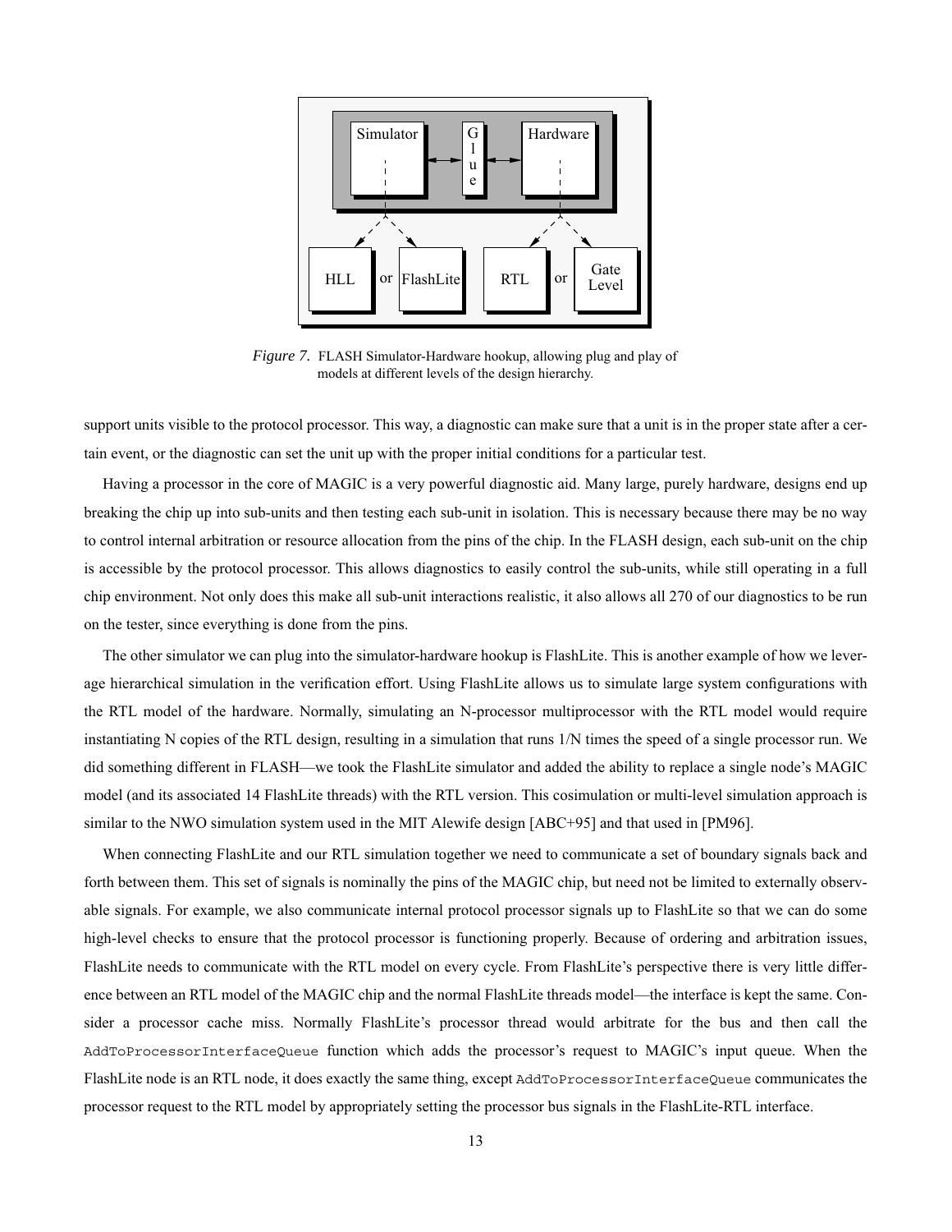*Figure 7.* FLASH Simulator-Hardware hookup, allowing plug and play of models at different levels of the design hierarchy.

support units visible to the protocol processor. This way, a diagnostic can make sure that a unit is in the proper state after a certain event, or the diagnostic can set the unit up with the proper initial conditions for a particular test.

Having a processor in the core of MAGIC is a very powerful diagnostic aid. Many large, purely hardware, designs end up breaking the chip up into sub-units and then testing each sub-unit in isolation. This is necessary because there may be no way to control internal arbitration or resource allocation from the pins of the chip. In the FLASH design, each sub-unit on the chip is accessible by the protocol processor. This allows diagnostics to easily control the sub-units, while still operating in a full chip environment. Not only does this make all sub-unit interactions realistic, it also allows all 270 of our diagnostics to be run on the tester, since everything is done from the pins.

The other simulator we can plug into the simulator-hardware hookup is FlashLite. This is another example of how we leverage hierarchical simulation in the verification effort. Using FlashLite allows us to simulate large system configurations with the RTL model of the hardware. Normally, simulating an N-processor multiprocessor with the RTL model would require instantiating N copies of the RTL design, resulting in a simulation that runs 1/N times the speed of a single processor run. We did something different in FLASH—we took the FlashLite simulator and added the ability to replace a single node's MAGIC model (and its associated 14 FlashLite threads) with the RTL version. This cosimulation or multi-level simulation approach is similar to the NWO simulation system used in the MIT Alewife design [ABC+95] and that used in [PM96].

When connecting FlashLite and our RTL simulation together we need to communicate a set of boundary signals back and forth between them. This set of signals is nominally the pins of the MAGIC chip, but need not be limited to externally observable signals. For example, we also communicate internal protocol processor signals up to FlashLite so that we can do some high-level checks to ensure that the protocol processor is functioning properly. Because of ordering and arbitration issues, FlashLite needs to communicate with the RTL model on every cycle. From FlashLite's perspective there is very little difference between an RTL model of the MAGIC chip and the normal FlashLite threads model—the interface is kept the same. Consider a processor cache miss. Normally FlashLite's processor thread would arbitrate for the bus and then call the `AddToProcessorInterfaceQueue` function which adds the processor's request to MAGIC's input queue. When the FlashLite node is an RTL node, it does exactly the same thing, except `AddToProcessorInterfaceQueue` communicates the processor request to the RTL model by appropriately setting the processor bus signals in the FlashLite-RTL interface.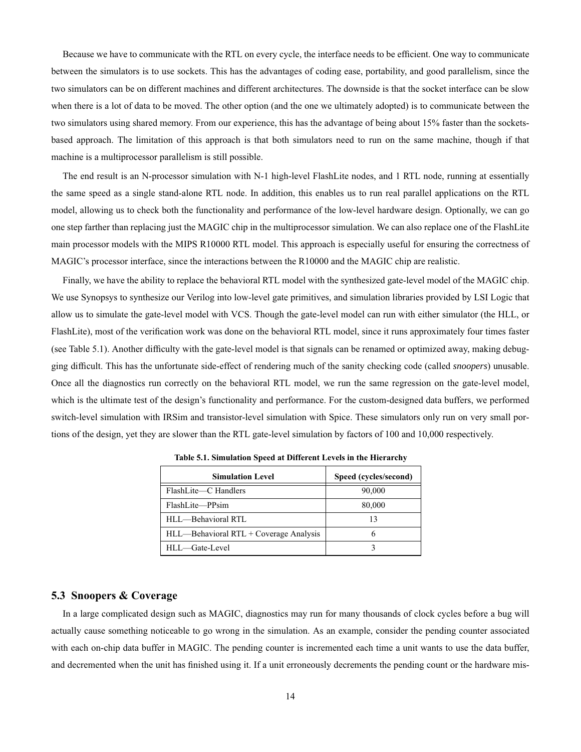Because we have to communicate with the RTL on every cycle, the interface needs to be efficient. One way to communicate between the simulators is to use sockets. This has the advantages of coding ease, portability, and good parallelism, since the two simulators can be on different machines and different architectures. The downside is that the socket interface can be slow when there is a lot of data to be moved. The other option (and the one we ultimately adopted) is to communicate between the two simulators using shared memory. From our experience, this has the advantage of being about 15% faster than the sockets-based approach. The limitation of this approach is that both simulators need to run on the same machine, though if that machine is a multiprocessor parallelism is still possible.

The end result is an N-processor simulation with N-1 high-level FlashLite nodes, and 1 RTL node, running at essentially the same speed as a single stand-alone RTL node. In addition, this enables us to run real parallel applications on the RTL model, allowing us to check both the functionality and performance of the low-level hardware design. Optionally, we can go one step farther than replacing just the MAGIC chip in the multiprocessor simulation. We can also replace one of the FlashLite main processor models with the MIPS R10000 RTL model. This approach is especially useful for ensuring the correctness of MAGIC's processor interface, since the interactions between the R10000 and the MAGIC chip are realistic.

Finally, we have the ability to replace the behavioral RTL model with the synthesized gate-level model of the MAGIC chip. We use Synopsys to synthesize our Verilog into low-level gate primitives, and simulation libraries provided by LSI Logic that allow us to simulate the gate-level model with VCS. Though the gate-level model can run with either simulator (the HLL, or FlashLite), most of the verification work was done on the behavioral RTL model, since it runs approximately four times faster (see Table 5.1). Another difficulty with the gate-level model is that signals can be renamed or optimized away, making debugging difficult. This has the unfortunate side-effect of rendering much of the sanity checking code (called *snoopers*) unusable. Once all the diagnostics run correctly on the behavioral RTL model, we run the same regression on the gate-level model, which is the ultimate test of the design's functionality and performance. For the custom-designed data buffers, we performed switch-level simulation with IRSim and transistor-level simulation with Spice. These simulators only run on very small portions of the design, yet they are slower than the RTL gate-level simulation by factors of 100 and 10,000 respectively.

**Table 5.1. Simulation Speed at Different Levels in the Hierarchy**

| Simulation Level | Speed (cycles/second) |
|---|---|
| FlashLite—C Handlers | 90,000 |
| FlashLite—PPsim | 80,000 |
| HLL—Behavioral RTL | 13 |
| HLL—Behavioral RTL + Coverage Analysis | 6 |
| HLL—Gate-Level | 3 |

## 5.3 Snoopers & Coverage

In a large complicated design such as MAGIC, diagnostics may run for many thousands of clock cycles before a bug will actually cause something noticeable to go wrong in the simulation. As an example, consider the pending counter associated with each on-chip data buffer in MAGIC. The pending counter is incremented each time a unit wants to use the data buffer, and decremented when the unit has finished using it. If a unit erroneously decrements the pending count or the hardware mis-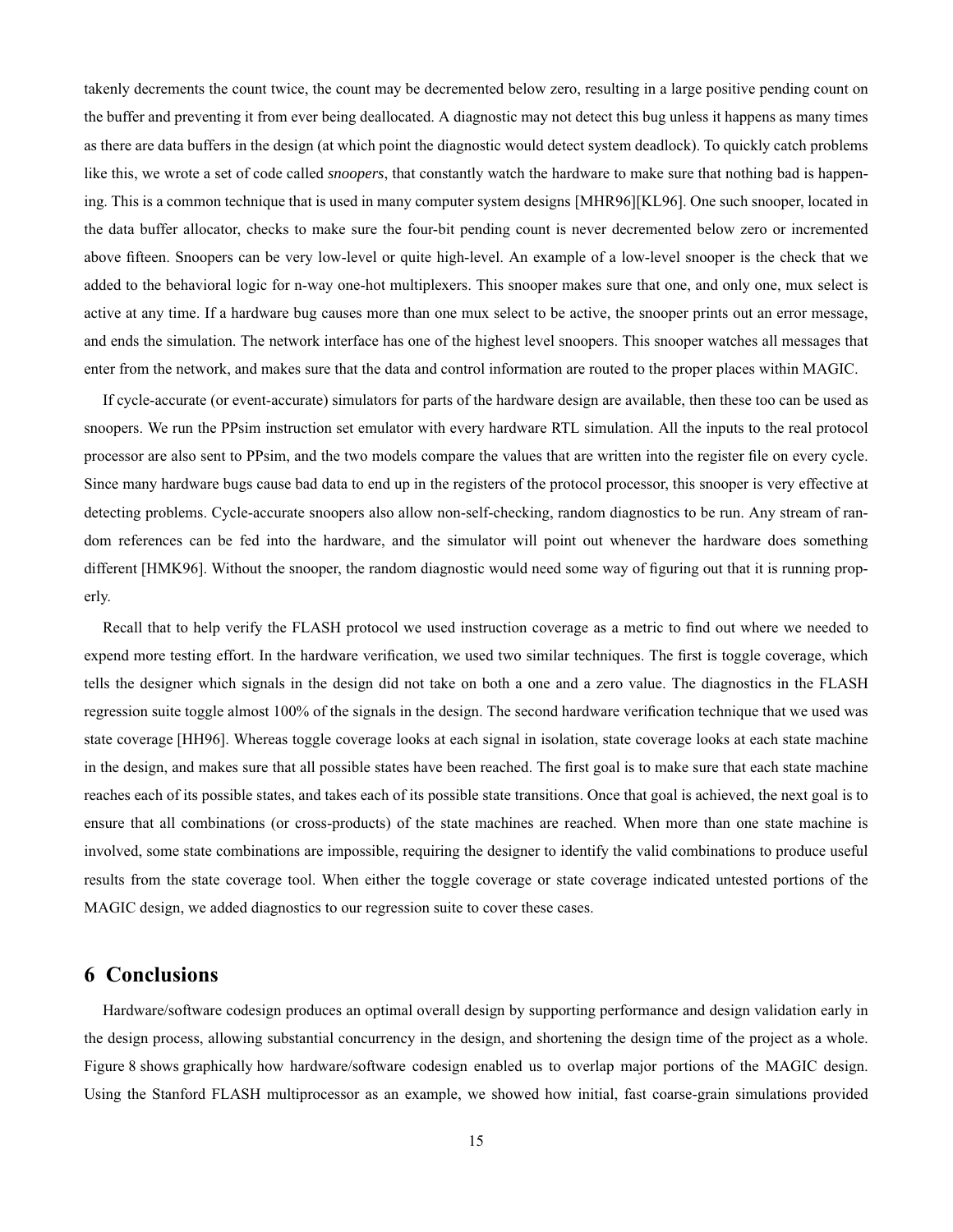takenly decrements the count twice, the count may be decremented below zero, resulting in a large positive pending count on the buffer and preventing it from ever being deallocated. A diagnostic may not detect this bug unless it happens as many times as there are data buffers in the design (at which point the diagnostic would detect system deadlock). To quickly catch problems like this, we wrote a set of code called *snoopers*, that constantly watch the hardware to make sure that nothing bad is happening. This is a common technique that is used in many computer system designs [MHR96][KL96]. One such snooper, located in the data buffer allocator, checks to make sure the four-bit pending count is never decremented below zero or incremented above fifteen. Snoopers can be very low-level or quite high-level. An example of a low-level snooper is the check that we added to the behavioral logic for n-way one-hot multiplexers. This snooper makes sure that one, and only one, mux select is active at any time. If a hardware bug causes more than one mux select to be active, the snooper prints out an error message, and ends the simulation. The network interface has one of the highest level snoopers. This snooper watches all messages that enter from the network, and makes sure that the data and control information are routed to the proper places within MAGIC.

If cycle-accurate (or event-accurate) simulators for parts of the hardware design are available, then these too can be used as snoopers. We run the PPsim instruction set emulator with every hardware RTL simulation. All the inputs to the real protocol processor are also sent to PPsim, and the two models compare the values that are written into the register file on every cycle. Since many hardware bugs cause bad data to end up in the registers of the protocol processor, this snooper is very effective at detecting problems. Cycle-accurate snoopers also allow non-self-checking, random diagnostics to be run. Any stream of random references can be fed into the hardware, and the simulator will point out whenever the hardware does something different [HMK96]. Without the snooper, the random diagnostic would need some way of figuring out that it is running properly.

Recall that to help verify the FLASH protocol we used instruction coverage as a metric to find out where we needed to expend more testing effort. In the hardware verification, we used two similar techniques. The first is toggle coverage, which tells the designer which signals in the design did not take on both a one and a zero value. The diagnostics in the FLASH regression suite toggle almost 100% of the signals in the design. The second hardware verification technique that we used was state coverage [HH96]. Whereas toggle coverage looks at each signal in isolation, state coverage looks at each state machine in the design, and makes sure that all possible states have been reached. The first goal is to make sure that each state machine reaches each of its possible states, and takes each of its possible state transitions. Once that goal is achieved, the next goal is to ensure that all combinations (or cross-products) of the state machines are reached. When more than one state machine is involved, some state combinations are impossible, requiring the designer to identify the valid combinations to produce useful results from the state coverage tool. When either the toggle coverage or state coverage indicated untested portions of the MAGIC design, we added diagnostics to our regression suite to cover these cases.

# 6 Conclusions

Hardware/software codesign produces an optimal overall design by supporting performance and design validation early in the design process, allowing substantial concurrency in the design, and shortening the design time of the project as a whole. Figure 8 shows graphically how hardware/software codesign enabled us to overlap major portions of the MAGIC design. Using the Stanford FLASH multiprocessor as an example, we showed how initial, fast coarse-grain simulations provided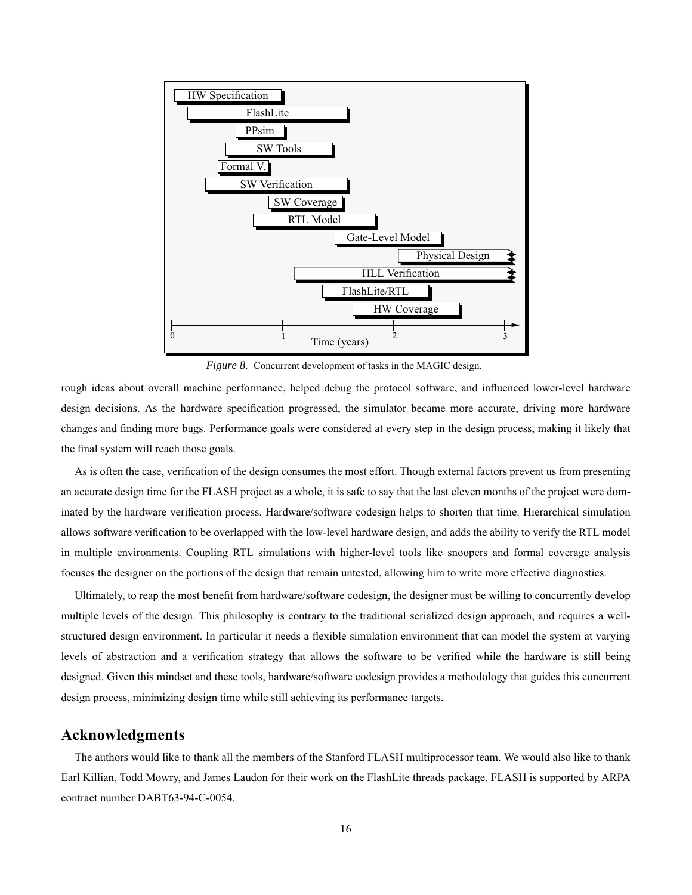*Figure 8.* Concurrent development of tasks in the MAGIC design.

rough ideas about overall machine performance, helped debug the protocol software, and influenced lower-level hardware design decisions. As the hardware specification progressed, the simulator became more accurate, driving more hardware changes and finding more bugs. Performance goals were considered at every step in the design process, making it likely that the final system will reach those goals.

As is often the case, verification of the design consumes the most effort. Though external factors prevent us from presenting an accurate design time for the FLASH project as a whole, it is safe to say that the last eleven months of the project were dominated by the hardware verification process. Hardware/software codesign helps to shorten that time. Hierarchical simulation allows software verification to be overlapped with the low-level hardware design, and adds the ability to verify the RTL model in multiple environments. Coupling RTL simulations with higher-level tools like snoopers and formal coverage analysis focuses the designer on the portions of the design that remain untested, allowing him to write more effective diagnostics.

Ultimately, to reap the most benefit from hardware/software codesign, the designer must be willing to concurrently develop multiple levels of the design. This philosophy is contrary to the traditional serialized design approach, and requires a well-structured design environment. In particular it needs a flexible simulation environment that can model the system at varying levels of abstraction and a verification strategy that allows the software to be verified while the hardware is still being designed. Given this mindset and these tools, hardware/software codesign provides a methodology that guides this concurrent design process, minimizing design time while still achieving its performance targets.

## Acknowledgments

The authors would like to thank all the members of the Stanford FLASH multiprocessor team. We would also like to thank Earl Killian, Todd Mowry, and James Laudon for their work on the FlashLite threads package. FLASH is supported by ARPA contract number DABT63-94-C-0054.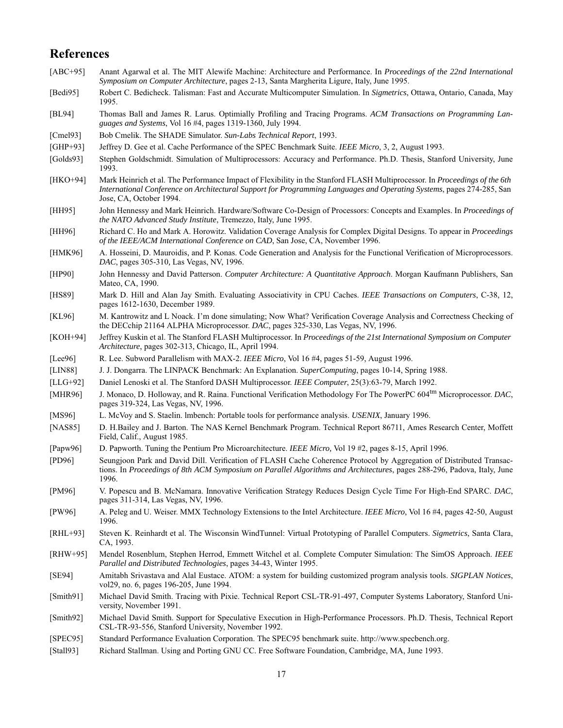# References

[ABC+95] Anant Agarwal et al. The MIT Alewife Machine: Architecture and Performance. In *Proceedings of the 22nd International Symposium on Computer Architecture*, pages 2-13, Santa Margherita Ligure, Italy, June 1995.

[Bedi95] Robert C. Bedicheck. Talisman: Fast and Accurate Multicomputer Simulation. In *Sigmetrics*, Ottawa, Ontario, Canada, May 1995.

[BL94] Thomas Ball and James R. Larus. Optimially Profiling and Tracing Programs. *ACM Transactions on Programming Languages and Systems*, Vol 16 #4, pages 1319-1360, July 1994.

[Cmel93] Bob Cmelik. The SHADE Simulator. *Sun-Labs Technical Report*, 1993.

[GHP+93] Jeffrey D. Gee et al. Cache Performance of the SPEC Benchmark Suite. *IEEE Micro*, 3, 2, August 1993.

[Golds93] Stephen Goldschmidt. Simulation of Multiprocessors: Accuracy and Performance. Ph.D. Thesis, Stanford University, June 1993.

[HKO+94] Mark Heinrich et al. The Performance Impact of Flexibility in the Stanford FLASH Multiprocessor. In *Proceedings of the 6th International Conference on Architectural Support for Programming Languages and Operating Systems*, pages 274-285, San Jose, CA, October 1994.

[HH95] John Hennessy and Mark Heinrich. Hardware/Software Co-Design of Processors: Concepts and Examples. In *Proceedings of the NATO Advanced Study Institute*, Tremezzo, Italy, June 1995.

[HH96] Richard C. Ho and Mark A. Horowitz. Validation Coverage Analysis for Complex Digital Designs. To appear in *Proceedings of the IEEE/ACM International Conference on CAD*, San Jose, CA, November 1996.

[HMK96] A. Hosseini, D. Mauroidis, and P. Konas. Code Generation and Analysis for the Functional Verification of Microprocessors. *DAC*, pages 305-310, Las Vegas, NV, 1996.

[HP90] John Hennessy and David Patterson. *Computer Architecture: A Quantitative Approach*. Morgan Kaufmann Publishers, San Mateo, CA, 1990.

[HS89] Mark D. Hill and Alan Jay Smith. Evaluating Associativity in CPU Caches. *IEEE Transactions on Computers*, C-38, 12, pages 1612-1630, December 1989.

[KL96] M. Kantrowitz and L Noack. I'm done simulating; Now What? Verification Coverage Analysis and Correctness Checking of the DECchip 21164 ALPHA Microprocessor. *DAC*, pages 325-330, Las Vegas, NV, 1996.

[KOH+94] Jeffrey Kuskin et al. The Stanford FLASH Multiprocessor. In *Proceedings of the 21st International Symposium on Computer Architecture*, pages 302-313, Chicago, IL, April 1994.

[Lee96] R. Lee. Subword Parallelism with MAX-2. *IEEE Micro*, Vol 16 #4, pages 51-59, August 1996.

[LIN88] J. J. Dongarra. The LINPACK Benchmark: An Explanation. *SuperComputing*, pages 10-14, Spring 1988.

[LLG+92] Daniel Lenoski et al. The Stanford DASH Multiprocessor. *IEEE Computer*, 25(3):63-79, March 1992.

[MHR96] J. Monaco, D. Holloway, and R. Raina. Functional Verification Methodology For The PowerPC 604tm Microprocessor. *DAC*, pages 319-324, Las Vegas, NV, 1996.

[MS96] L. McVoy and S. Staelin. lmbench: Portable tools for performance analysis. *USENIX*, January 1996.

[NAS85] D. H.Bailey and J. Barton. The NAS Kernel Benchmark Program. Technical Report 86711, Ames Research Center, Moffett Field, Calif., August 1985.

[Papw96] D. Papworth. Tuning the Pentium Pro Microarchitecture. *IEEE Micro,* Vol 19 #2, pages 8-15, April 1996.

[PD96] Seungjoon Park and David Dill. Verification of FLASH Cache Coherence Protocol by Aggregation of Distributed Transactions. In *Proceedings of 8th ACM Symposium on Parallel Algorithms and Architectures*, pages 288-296, Padova, Italy, June 1996.

[PM96] V. Popescu and B. McNamara. Innovative Verification Strategy Reduces Design Cycle Time For High-End SPARC. *DAC*, pages 311-314, Las Vegas, NV, 1996.

[PW96] A. Peleg and U. Weiser. MMX Technology Extensions to the Intel Architecture. *IEEE Micro*, Vol 16 #4, pages 42-50, August 1996.

[RHL+93] Steven K. Reinhardt et al. The Wisconsin WindTunnel: Virtual Prototyping of Parallel Computers. *Sigmetrics*, Santa Clara, CA, 1993.

[RHW+95] Mendel Rosenblum, Stephen Herrod, Emmett Witchel et al. Complete Computer Simulation: The SimOS Approach. *IEEE Parallel and Distributed Technologies*, pages 34-43, Winter 1995.

[SE94] Amitabh Srivastava and Alal Eustace. ATOM: a system for building customized program analysis tools. *SIGPLAN Notices*, vol29, no. 6, pages 196-205, June 1994.

[Smith91] Michael David Smith. Tracing with Pixie. Technical Report CSL-TR-91-497, Computer Systems Laboratory, Stanford University, November 1991.

[Smith92] Michael David Smith. Support for Speculative Execution in High-Performance Processors. Ph.D. Thesis, Technical Report CSL-TR-93-556, Stanford University, November 1992.

[SPEC95] Standard Performance Evaluation Corporation. The SPEC95 benchmark suite. http://www.specbench.org.

[Stall93] Richard Stallman. Using and Porting GNU CC. Free Software Foundation, Cambridge, MA, June 1993.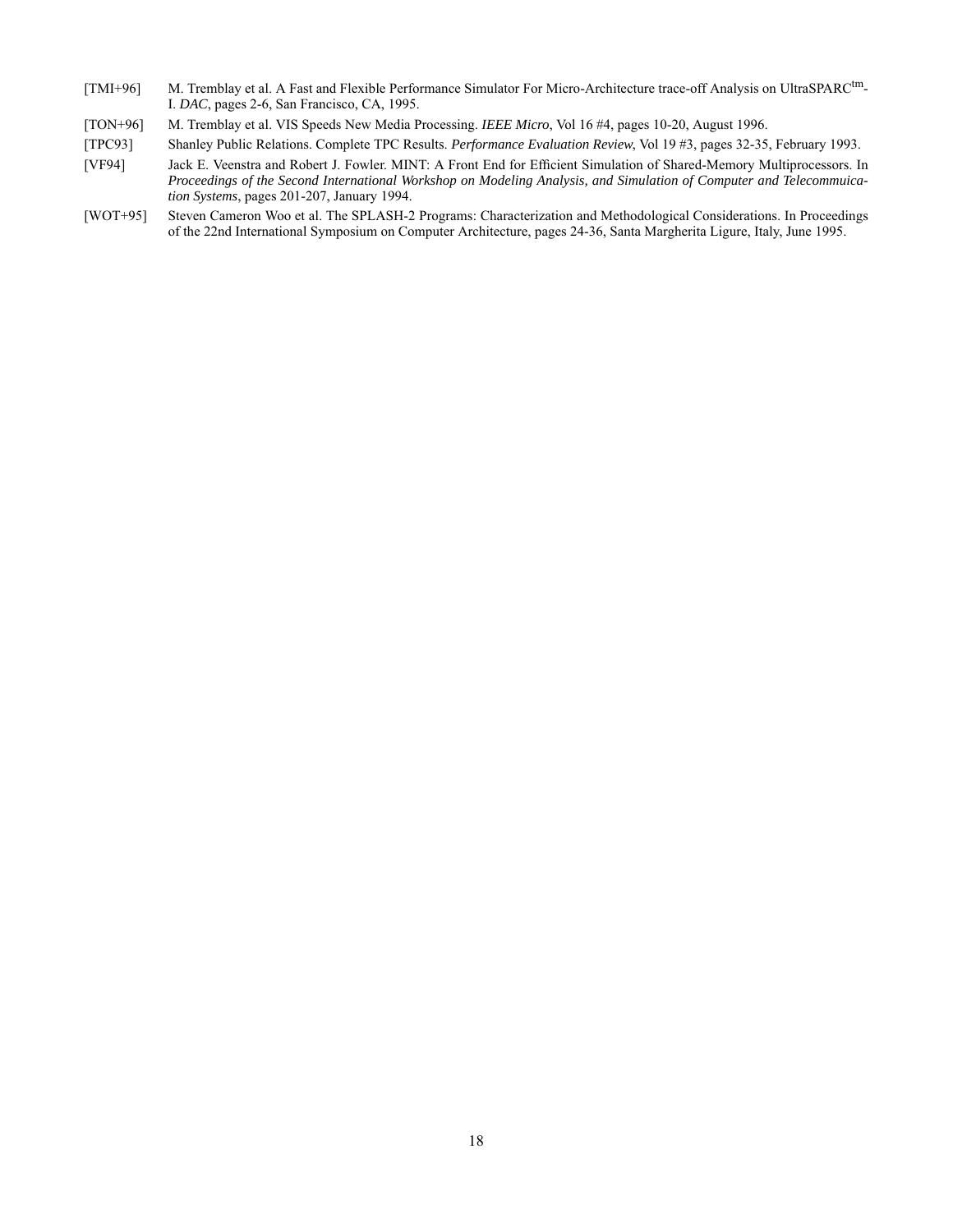[TMI+96] M. Tremblay et al. A Fast and Flexible Performance Simulator For Micro-Architecture trace-off Analysis on UltraSPARC$^{tm}$-I. *DAC*, pages 2-6, San Francisco, CA, 1995.

[TON+96] M. Tremblay et al. VIS Speeds New Media Processing. *IEEE Micro*, Vol 16 #4, pages 10-20, August 1996.

[TPC93] Shanley Public Relations. Complete TPC Results. *Performance Evaluation Review*, Vol 19 #3, pages 32-35, February 1993.

[VF94] Jack E. Veenstra and Robert J. Fowler. MINT: A Front End for Efficient Simulation of Shared-Memory Multiprocessors. In *Proceedings of the Second International Workshop on Modeling Analysis, and Simulation of Computer and Telecommuication Systems*, pages 201-207, January 1994.

[WOT+95] Steven Cameron Woo et al. The SPLASH-2 Programs: Characterization and Methodological Considerations. In Proceedings of the 22nd International Symposium on Computer Architecture, pages 24-36, Santa Margherita Ligure, Italy, June 1995.